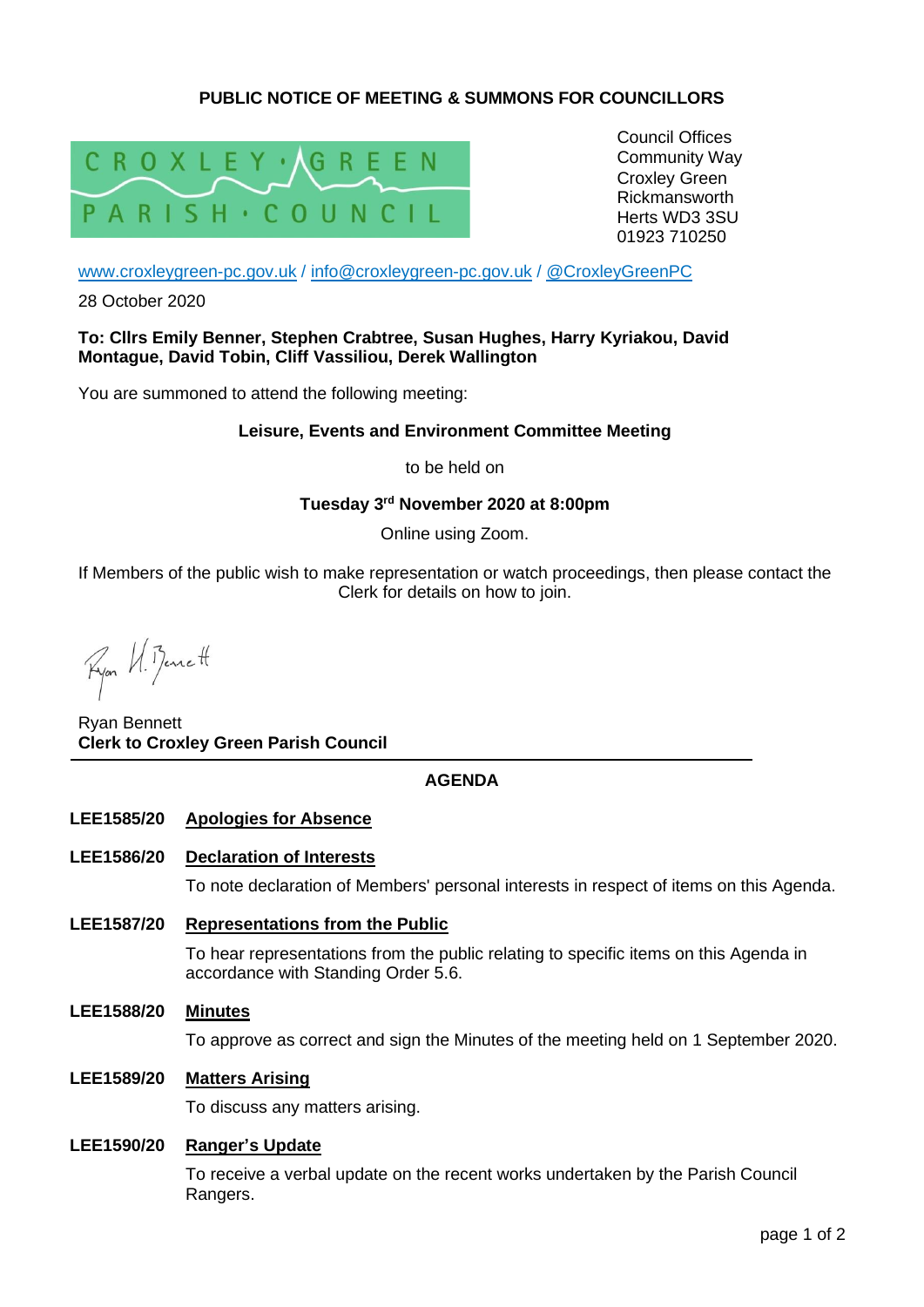**PUBLIC NOTICE OF MEETING & SUMMONS FOR COUNCILLORS**

CROXLEY GREEN PARISH COUNCIL

Council Offices
Community Way
Croxley Green
Rickmansworth
Herts WD3 3SU
01923 710250

www.croxleygreen-pc.gov.uk / info@croxleygreen-pc.gov.uk / @CroxleyGreenPC

28 October 2020

**To: Cllrs Emily Benner, Stephen Crabtree, Susan Hughes, Harry Kyriakou, David Montague, David Tobin, Cliff Vassiliou, Derek Wallington**

You are summoned to attend the following meeting:

**Leisure, Events and Environment Committee Meeting**

to be held on

**Tuesday 3rd November 2020 at 8:00pm**

Online using Zoom.

If Members of the public wish to make representation or watch proceedings, then please contact the Clerk for details on how to join.

Ryan Bennett
**Clerk to Croxley Green Parish Council**

## AGENDA

**LEE1585/20** **Apologies for Absence**

**LEE1586/20** **Declaration of Interests**

To note declaration of Members' personal interests in respect of items on this Agenda.

**LEE1587/20** **Representations from the Public**

To hear representations from the public relating to specific items on this Agenda in accordance with Standing Order 5.6.

**LEE1588/20** **Minutes**

To approve as correct and sign the Minutes of the meeting held on 1 September 2020.

**LEE1589/20** **Matters Arising**

To discuss any matters arising.

**LEE1590/20** **Ranger's Update**

To receive a verbal update on the recent works undertaken by the Parish Council Rangers.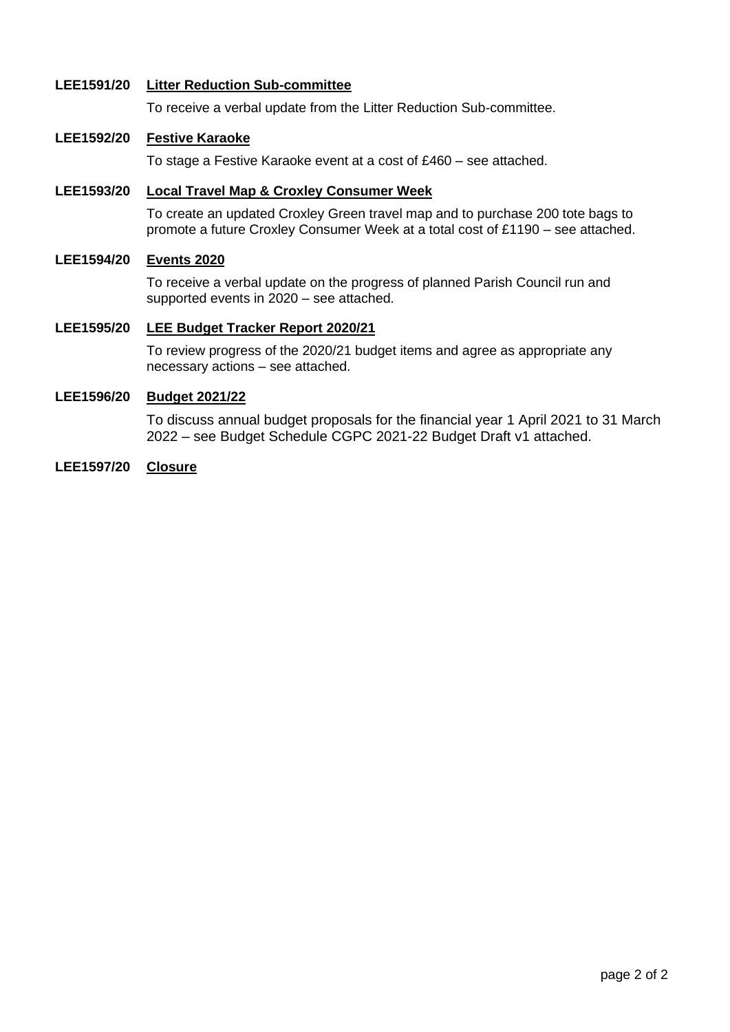**LEE1591/20** **Litter Reduction Sub-committee**

To receive a verbal update from the Litter Reduction Sub-committee.

**LEE1592/20** **Festive Karaoke**

To stage a Festive Karaoke event at a cost of £460 – see attached.

**LEE1593/20** **Local Travel Map & Croxley Consumer Week**

To create an updated Croxley Green travel map and to purchase 200 tote bags to promote a future Croxley Consumer Week at a total cost of £1190 – see attached.

**LEE1594/20** **Events 2020**

To receive a verbal update on the progress of planned Parish Council run and supported events in 2020 – see attached.

**LEE1595/20** **LEE Budget Tracker Report 2020/21**

To review progress of the 2020/21 budget items and agree as appropriate any necessary actions – see attached.

**LEE1596/20** **Budget 2021/22**

To discuss annual budget proposals for the financial year 1 April 2021 to 31 March 2022 – see Budget Schedule CGPC 2021-22 Budget Draft v1 attached.

**LEE1597/20** **Closure**